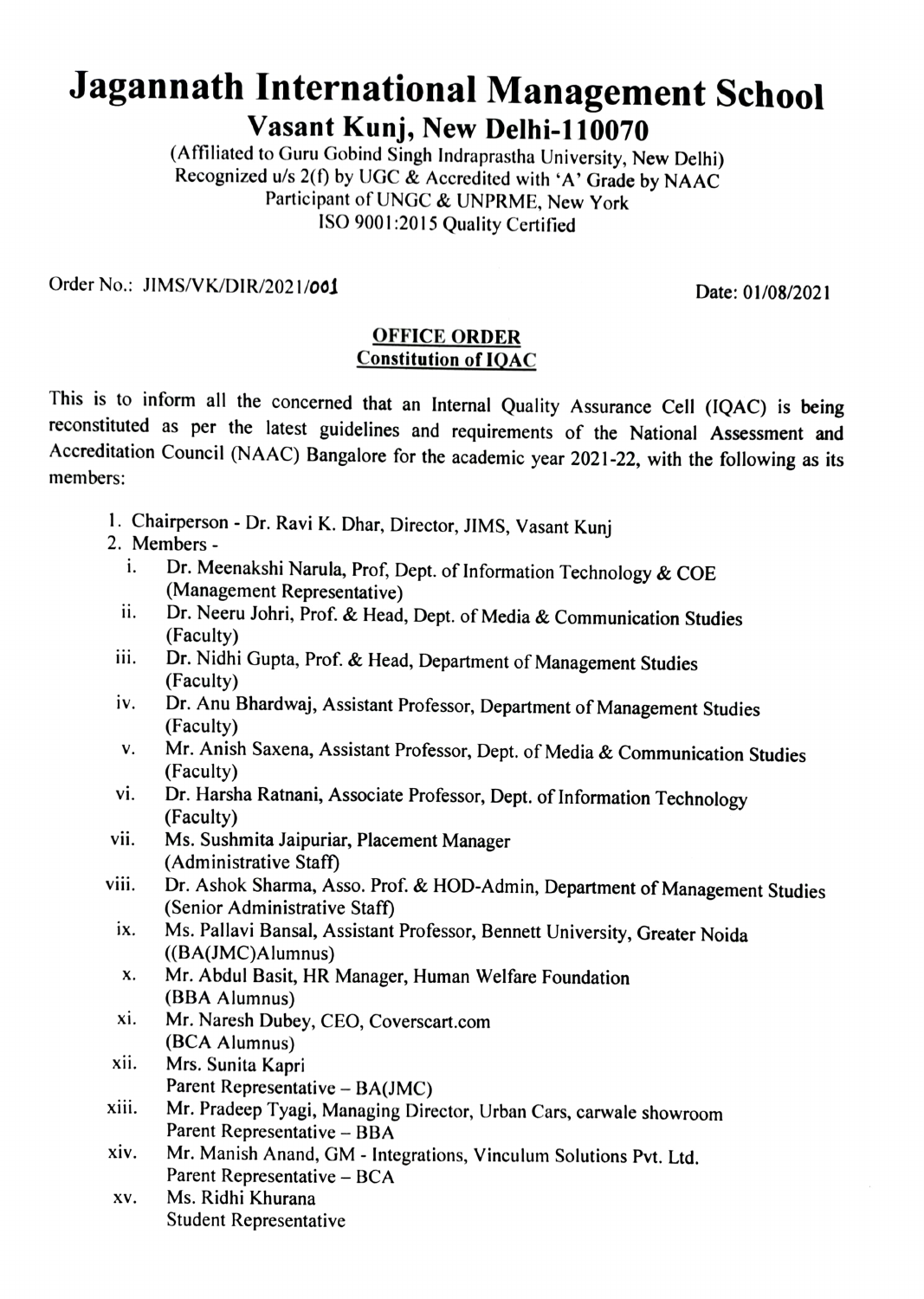# Jagannath International Management School

## Vasant Kunj, New Delhi-110070

(Affiliated to Guru Gobind Singh Indraprastha University, New Delhi)
Recognized u/s 2(f) by UGC & Accredited with 'A' Grade by NAAC
Participant of UNGC & UNPRME, New York
ISO 9001:2015 Quality Certified

Order No.: JIMS/VK/DIR/2021/001 Date: 01/08/2021

**OFFICE ORDER**
**Constitution of IQAC**

This is to inform all the concerned that an Internal Quality Assurance Cell (IQAC) is being reconstituted as per the latest guidelines and requirements of the National Assessment and Accreditation Council (NAAC) Bangalore for the academic year 2021-22, with the following as its members:

1. Chairperson - Dr. Ravi K. Dhar, Director, JIMS, Vasant Kunj
2. Members -
   - i. Dr. Meenakshi Narula, Prof, Dept. of Information Technology & COE (Management Representative)
   - ii. Dr. Neeru Johri, Prof. & Head, Dept. of Media & Communication Studies (Faculty)
   - iii. Dr. Nidhi Gupta, Prof. & Head, Department of Management Studies (Faculty)
   - iv. Dr. Anu Bhardwaj, Assistant Professor, Department of Management Studies (Faculty)
   - v. Mr. Anish Saxena, Assistant Professor, Dept. of Media & Communication Studies (Faculty)
   - vi. Dr. Harsha Ratnani, Associate Professor, Dept. of Information Technology (Faculty)
   - vii. Ms. Sushmita Jaipuriar, Placement Manager (Administrative Staff)
   - viii. Dr. Ashok Sharma, Asso. Prof. & HOD-Admin, Department of Management Studies (Senior Administrative Staff)
   - ix. Ms. Pallavi Bansal, Assistant Professor, Bennett University, Greater Noida ((BA(JMC)Alumnus)
   - x. Mr. Abdul Basit, HR Manager, Human Welfare Foundation (BBA Alumnus)
   - xi. Mr. Naresh Dubey, CEO, Coverscart.com (BCA Alumnus)
   - xii. Mrs. Sunita Kapri Parent Representative – BA(JMC)
   - xiii. Mr. Pradeep Tyagi, Managing Director, Urban Cars, carwale showroom Parent Representative – BBA
   - xiv. Mr. Manish Anand, GM - Integrations, Vinculum Solutions Pvt. Ltd. Parent Representative – BCA
   - xv. Ms. Ridhi Khurana Student Representative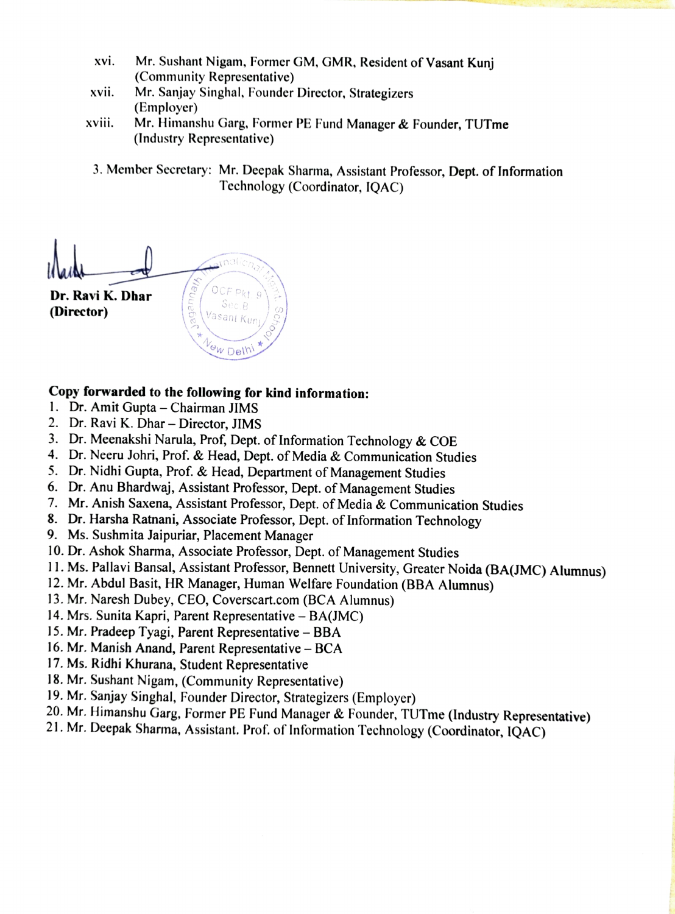xvi. Mr. Sushant Nigam, Former GM, GMR, Resident of Vasant Kunj (Community Representative)

xvii. Mr. Sanjay Singhal, Founder Director, Strategizers (Employer)

xviii. Mr. Himanshu Garg, Former PE Fund Manager & Founder, TUTme (Industry Representative)

3. Member Secretary: Mr. Deepak Sharma, Assistant Professor, Dept. of Information Technology (Coordinator, IQAC)

**Dr. Ravi K. Dhar**
**(Director)**

**Copy forwarded to the following for kind information:**

1. Dr. Amit Gupta – Chairman JIMS
2. Dr. Ravi K. Dhar – Director, JIMS
3. Dr. Meenakshi Narula, Prof, Dept. of Information Technology & COE
4. Dr. Neeru Johri, Prof. & Head, Dept. of Media & Communication Studies
5. Dr. Nidhi Gupta, Prof. & Head, Department of Management Studies
6. Dr. Anu Bhardwaj, Assistant Professor, Dept. of Management Studies
7. Mr. Anish Saxena, Assistant Professor, Dept. of Media & Communication Studies
8. Dr. Harsha Ratnani, Associate Professor, Dept. of Information Technology
9. Ms. Sushmita Jaipuriar, Placement Manager
10. Dr. Ashok Sharma, Associate Professor, Dept. of Management Studies
11. Ms. Pallavi Bansal, Assistant Professor, Bennett University, Greater Noida (BA(JMC) Alumnus)
12. Mr. Abdul Basit, HR Manager, Human Welfare Foundation (BBA Alumnus)
13. Mr. Naresh Dubey, CEO, Coverscart.com (BCA Alumnus)
14. Mrs. Sunita Kapri, Parent Representative – BA(JMC)
15. Mr. Pradeep Tyagi, Parent Representative – BBA
16. Mr. Manish Anand, Parent Representative – BCA
17. Ms. Ridhi Khurana, Student Representative
18. Mr. Sushant Nigam, (Community Representative)
19. Mr. Sanjay Singhal, Founder Director, Strategizers (Employer)
20. Mr. Himanshu Garg, Former PE Fund Manager & Founder, TUTme (Industry Representative)
21. Mr. Deepak Sharma, Assistant. Prof. of Information Technology (Coordinator, IQAC)